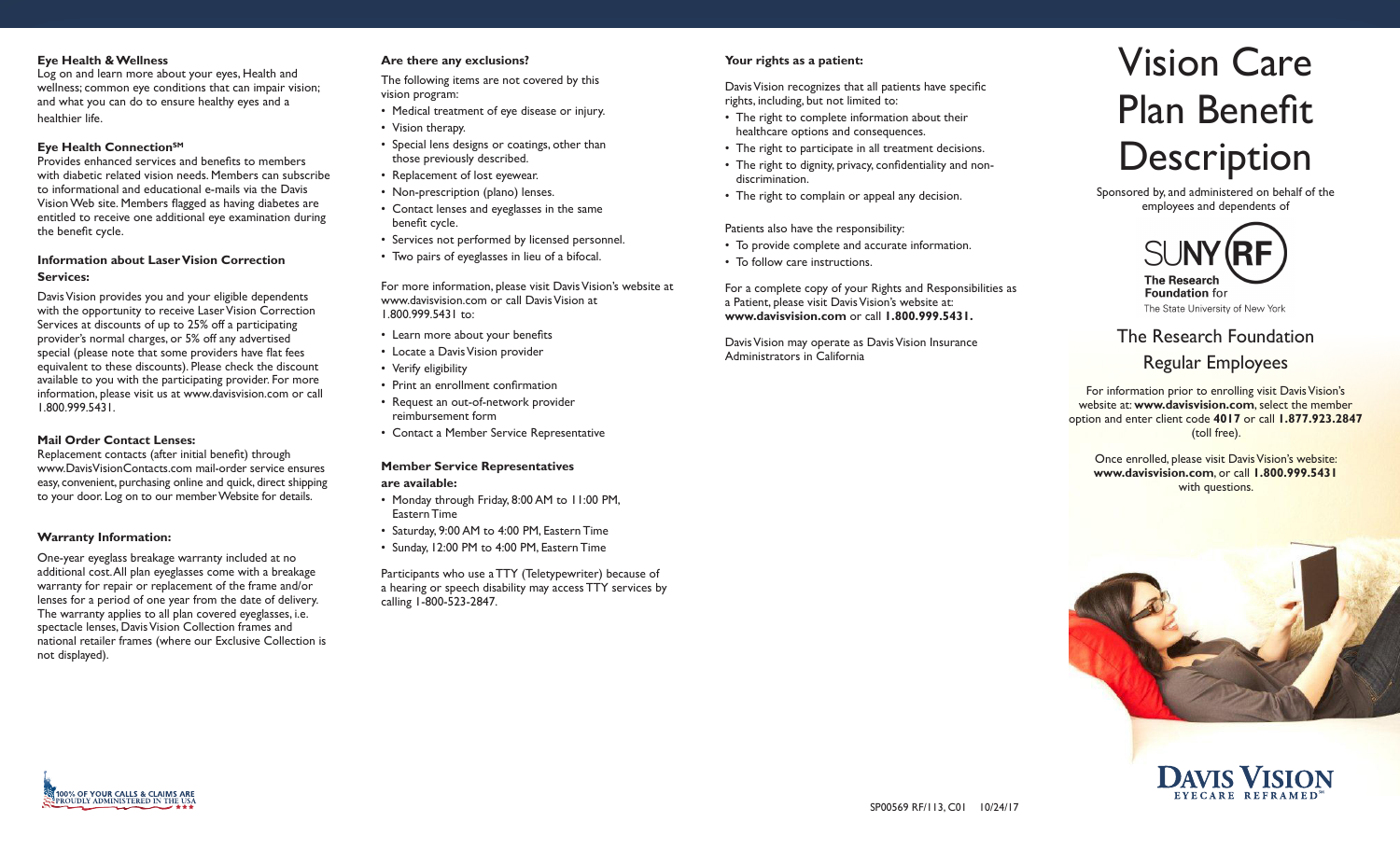### Eye Health & Wellness

Log on and learn more about your eyes, Health and wellness; common eye conditions that can impair vision; and what you can do to ensure healthy eyes and a healthier life.

### Eye Health Connection℠

Provides enhanced services and benefits to members with diabetic related vision needs. Members can subscribe to informational and educational e-mails via the Davis Vision Web site. Members flagged as having diabetes are entitled to receive one additional eye examination during the benefit cycle.

### Information about Laser Vision Correction Services:

Davis Vision provides you and your eligible dependents with the opportunity to receive Laser Vision Correction Services at discounts of up to 25% off a participating provider's normal charges, or 5% off any advertised special (please note that some providers have flat fees equivalent to these discounts). Please check the discount available to you with the participating provider. For more information, please visit us at www.davisvision.com or call 1.800.999.5431.

### Mail Order Contact Lenses:

Replacement contacts (after initial benefit) through www.DavisVisionContacts.com mail-order service ensures easy, convenient, purchasing online and quick, direct shipping to your door. Log on to our member Website for details.

### Warranty Information:

One-year eyeglass breakage warranty included at no additional cost. All plan eyeglasses come with a breakage warranty for repair or replacement of the frame and/or lenses for a period of one year from the date of delivery. The warranty applies to all plan covered eyeglasses, i.e. spectacle lenses, Davis Vision Collection frames and national retailer frames (where our Exclusive Collection is not displayed).

### Are there any exclusions?

The following items are not covered by this vision program:

- Medical treatment of eye disease or injury.
- Vision therapy.
- Special lens designs or coatings, other than those previously described.
- Replacement of lost eyewear.
- Non-prescription (plano) lenses.
- Contact lenses and eyeglasses in the same benefit cycle.
- Services not performed by licensed personnel.
- Two pairs of eyeglasses in lieu of a bifocal.

For more information, please visit Davis Vision's website at www.davisvision.com or call Davis Vision at 1.800.999.5431 to:

- Learn more about your benefits
- Locate a Davis Vision provider
- Verify eligibility
- Print an enrollment confirmation
- Request an out-of-network provider reimbursement form
- Contact a Member Service Representative

### Member Service Representatives are available:

- Monday through Friday, 8:00 AM to 11:00 PM, Eastern Time
- Saturday, 9:00 AM to 4:00 PM, Eastern Time
- Sunday, 12:00 PM to 4:00 PM, Eastern Time

Participants who use a TTY (Teletypewriter) because of a hearing or speech disability may access TTY services by calling 1-800-523-2847.

### Your rights as a patient:

Davis Vision recognizes that all patients have specific rights, including, but not limited to:

- The right to complete information about their healthcare options and consequences.
- The right to participate in all treatment decisions.
- The right to dignity, privacy, confidentiality and non-discrimination.
- The right to complain or appeal any decision.

Patients also have the responsibility:

- To provide complete and accurate information.
- To follow care instructions.

For a complete copy of your Rights and Responsibilities as a Patient, please visit Davis Vision's website at: **www.davisvision.com** or call **1.800.999.5431.**

Davis Vision may operate as Davis Vision Insurance Administrators in California

SP00569 RF/113, C01 10/24/17

# Vision Care Plan Benefit Description

Sponsored by, and administered on behalf of the employees and dependents of

SUNY RF
The Research Foundation for The State University of New York

## The Research Foundation Regular Employees

For information prior to enrolling visit Davis Vision's website at: **www.davisvision.com**, select the member option and enter client code **4017** or call **1.877.923.2847** (toll free).

Once enrolled, please visit Davis Vision's website: **www.davisvision.com**, or call **1.800.999.5431** with questions.

DAVIS VISION
EYECARE REFRAMED℠

100% OF YOUR CALLS & CLAIMS ARE PROUDLY ADMINISTERED IN THE USA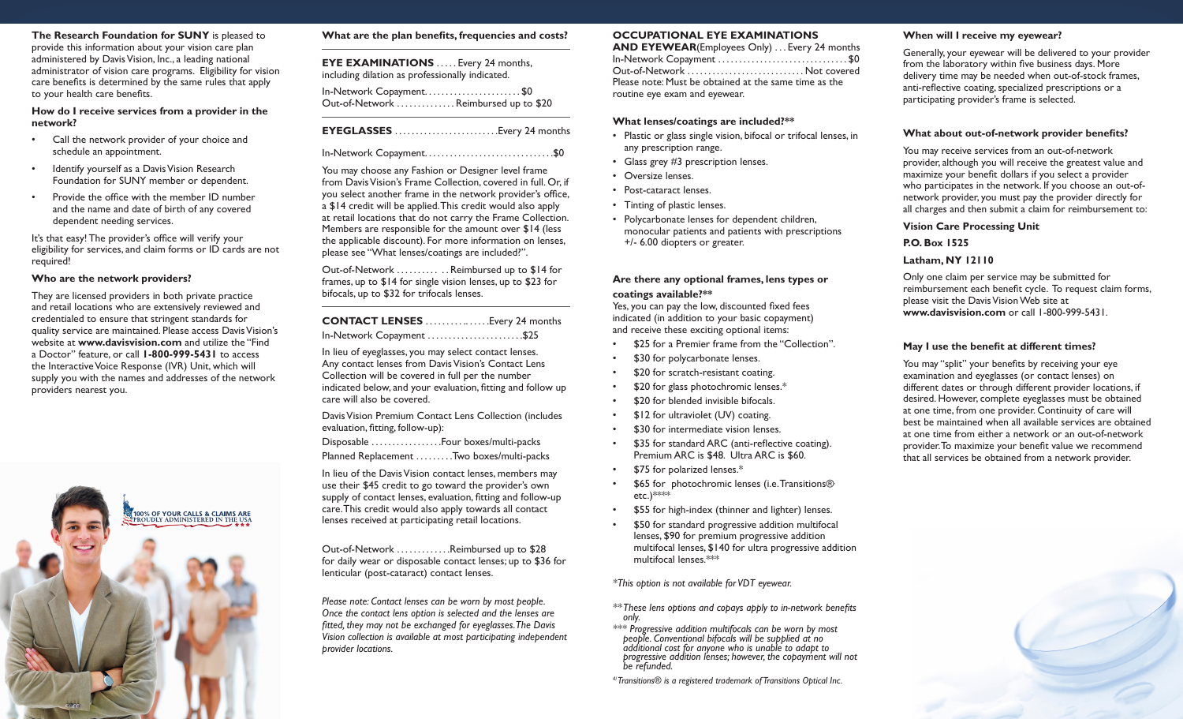**The Research Foundation for SUNY** is pleased to provide this information about your vision care plan administered by Davis Vision, Inc., a leading national administrator of vision care programs. Eligibility for vision care benefits is determined by the same rules that apply to your health care benefits.

### How do I receive services from a provider in the network?

- Call the network provider of your choice and schedule an appointment.
- Identify yourself as a Davis Vision Research Foundation for SUNY member or dependent.
- Provide the office with the member ID number and the name and date of birth of any covered dependent needing services.

It's that easy! The provider's office will verify your eligibility for services, and claim forms or ID cards are not required!

### Who are the network providers?

They are licensed providers in both private practice and retail locations who are extensively reviewed and credentialed to ensure that stringent standards for quality service are maintained. Please access Davis Vision's website at **www.davisvision.com** and utilize the "Find a Doctor" feature, or call **1-800-999-5431** to access the Interactive Voice Response (IVR) Unit, which will supply you with the names and addresses of the network providers nearest you.

100% OF YOUR CALLS & CLAIMS ARE PROUDLY ADMINISTERED IN THE USA

### What are the plan benefits, frequencies and costs?

**EYE EXAMINATIONS** ..... Every 24 months, including dilation as professionally indicated.

In-Network Copayment....................... $0
Out-of-Network .............. Reimbursed up to $20

**EYEGLASSES** ......................... Every 24 months

In-Network Copayment.............................. $0

You may choose any Fashion or Designer level frame from Davis Vision's Frame Collection, covered in full. Or, if you select another frame in the network provider's office, a $14 credit will be applied. This credit would also apply at retail locations that do not carry the Frame Collection. Members are responsible for the amount over $14 (less the applicable discount). For more information on lenses, please see "What lenses/coatings are included?".

Out-of-Network .......... .. Reimbursed up to $14 for frames, up to $14 for single vision lenses, up to $23 for bifocals, up to $32 for trifocals lenses.

**CONTACT LENSES** ............... Every 24 months
In-Network Copayment ........................ $25

In lieu of eyeglasses, you may select contact lenses. Any contact lenses from Davis Vision's Contact Lens Collection will be covered in full per the number indicated below, and your evaluation, fitting and follow up care will also be covered.

Davis Vision Premium Contact Lens Collection (includes evaluation, fitting, follow-up):

Disposable ................. Four boxes/multi-packs
Planned Replacement ......... Two boxes/multi-packs

In lieu of the Davis Vision contact lenses, members may use their $45 credit to go toward the provider's own supply of contact lenses, evaluation, fitting and follow-up care. This credit would also apply towards all contact lenses received at participating retail locations.

Out-of-Network ............. Reimbursed up to $28 for daily wear or disposable contact lenses; up to $36 for lenticular (post-cataract) contact lenses.

*Please note: Contact lenses can be worn by most people. Once the contact lens option is selected and the lenses are fitted, they may not be exchanged for eyeglasses. The Davis Vision collection is available at most participating independent provider locations.*

**OCCUPATIONAL EYE EXAMINATIONS AND EYEWEAR** (Employees Only) ... Every 24 months
In-Network Copayment ............................... $0
Out-of-Network ............................ Not covered
Please note: Must be obtained at the same time as the routine eye exam and eyewear.

### What lenses/coatings are included?**

- Plastic or glass single vision, bifocal or trifocal lenses, in any prescription range.
- Glass grey #3 prescription lenses.
- Oversize lenses.
- Post-cataract lenses.
- Tinting of plastic lenses.
- Polycarbonate lenses for dependent children, monocular patients and patients with prescriptions +/- 6.00 diopters or greater.

### Are there any optional frames, lens types or coatings available?**

Yes, you can pay the low, discounted fixed fees indicated (in addition to your basic copayment) and receive these exciting optional items:

- $25 for a Premier frame from the "Collection".
- $30 for polycarbonate lenses.
- $20 for scratch-resistant coating.
- $20 for glass photochromic lenses.*
- $20 for blended invisible bifocals.
- $12 for ultraviolet (UV) coating.
- $30 for intermediate vision lenses.
- $35 for standard ARC (anti-reflective coating). Premium ARC is $48. Ultra ARC is $60.
- $75 for polarized lenses.*
- $65 for photochromic lenses (i.e. Transitions® etc.)****
- $55 for high-index (thinner and lighter) lenses.
- $50 for standard progressive addition multifocal lenses, $90 for premium progressive addition multifocal lenses, $140 for ultra progressive addition multifocal lenses.***

*This option is not available for VDT eyewear.*

*** These lens options and copays apply to in-network benefits only.*

**** Progressive addition multifocals can be worn by most people. Conventional bifocals will be supplied at no additional cost for anyone who is unable to adapt to progressive addition lenses; however, the copayment will not be refunded.*

*4* Transitions® is a registered trademark of Transitions Optical Inc.*

### When will I receive my eyewear?

Generally, your eyewear will be delivered to your provider from the laboratory within five business days. More delivery time may be needed when out-of-stock frames, anti-reflective coating, specialized prescriptions or a participating provider's frame is selected.

### What about out-of-network provider benefits?

You may receive services from an out-of-network provider, although you will receive the greatest value and maximize your benefit dollars if you select a provider who participates in the network. If you choose an out-of-network provider, you must pay the provider directly for all charges and then submit a claim for reimbursement to:

**Vision Care Processing Unit**

**P.O. Box 1525**

**Latham, NY 12110**

Only one claim per service may be submitted for reimbursement each benefit cycle. To request claim forms, please visit the Davis Vision Web site at **www.davisvision.com** or call 1-800-999-5431.

### May I use the benefit at different times?

You may "split" your benefits by receiving your eye examination and eyeglasses (or contact lenses) on different dates or through different provider locations, if desired. However, complete eyeglasses must be obtained at one time, from one provider. Continuity of care will best be maintained when all available services are obtained at one time from either a network or an out-of-network provider. To maximize your benefit value we recommend that all services be obtained from a network provider.